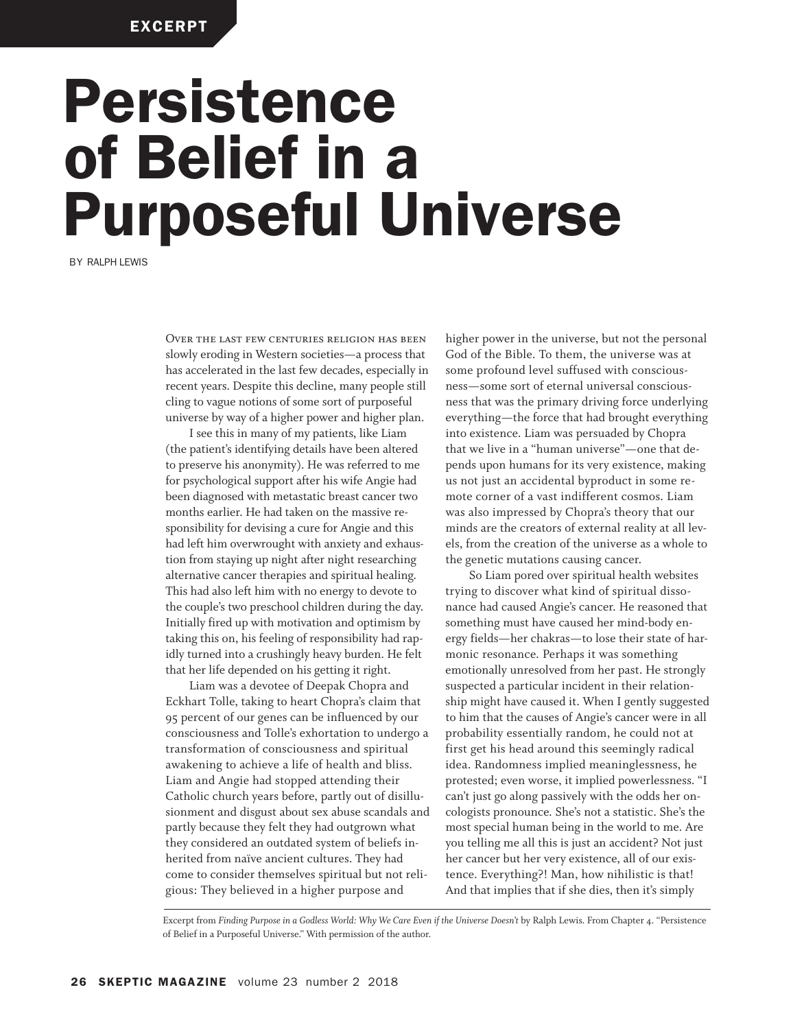EXCERPT

# Persistence of Belief in a Purposeful Universe

BY RALPH LEWIS

Over the last few centuries religion has been slowly eroding in Western societies—a process that has accelerated in the last few decades, especially in recent years. Despite this decline, many people still cling to vague notions of some sort of purposeful universe by way of a higher power and higher plan.

I see this in many of my patients, like Liam (the patient's identifying details have been altered to preserve his anonymity). He was referred to me for psychological support after his wife Angie had been diagnosed with metastatic breast cancer two months earlier. He had taken on the massive responsibility for devising a cure for Angie and this had left him overwrought with anxiety and exhaustion from staying up night after night researching alternative cancer therapies and spiritual healing. This had also left him with no energy to devote to the couple's two preschool children during the day. Initially fired up with motivation and optimism by taking this on, his feeling of responsibility had rapidly turned into a crushingly heavy burden. He felt that her life depended on his getting it right.

Liam was a devotee of Deepak Chopra and Eckhart Tolle, taking to heart Chopra's claim that 95 percent of our genes can be influenced by our consciousness and Tolle's exhortation to undergo a transformation of consciousness and spiritual awakening to achieve a life of health and bliss. Liam and Angie had stopped attending their Catholic church years before, partly out of disillusionment and disgust about sex abuse scandals and partly because they felt they had outgrown what they considered an outdated system of beliefs inherited from naïve ancient cultures. They had come to consider themselves spiritual but not religious: They believed in a higher purpose and higher power in the universe, but not the personal God of the Bible. To them, the universe was at some profound level suffused with consciousness—some sort of eternal universal consciousness that was the primary driving force underlying everything—the force that had brought everything into existence. Liam was persuaded by Chopra that we live in a "human universe"—one that depends upon humans for its very existence, making us not just an accidental byproduct in some remote corner of a vast indifferent cosmos. Liam was also impressed by Chopra's theory that our minds are the creators of external reality at all levels, from the creation of the universe as a whole to the genetic mutations causing cancer.

So Liam pored over spiritual health websites trying to discover what kind of spiritual dissonance had caused Angie's cancer. He reasoned that something must have caused her mind-body energy fields—her chakras—to lose their state of harmonic resonance. Perhaps it was something emotionally unresolved from her past. He strongly suspected a particular incident in their relationship might have caused it. When I gently suggested to him that the causes of Angie's cancer were in all probability essentially random, he could not at first get his head around this seemingly radical idea. Randomness implied meaninglessness, he protested; even worse, it implied powerlessness. "I can't just go along passively with the odds her oncologists pronounce. She's not a statistic. She's the most special human being in the world to me. Are you telling me all this is just an accident? Not just her cancer but her very existence, all of our existence. Everything?! Man, how nihilistic is that! And that implies that if she dies, then it's simply

Excerpt from *Finding Purpose in a Godless World: Why We Care Even if the Universe Doesn't* by Ralph Lewis. From Chapter 4. "Persistence of Belief in a Purposeful Universe." With permission of the author.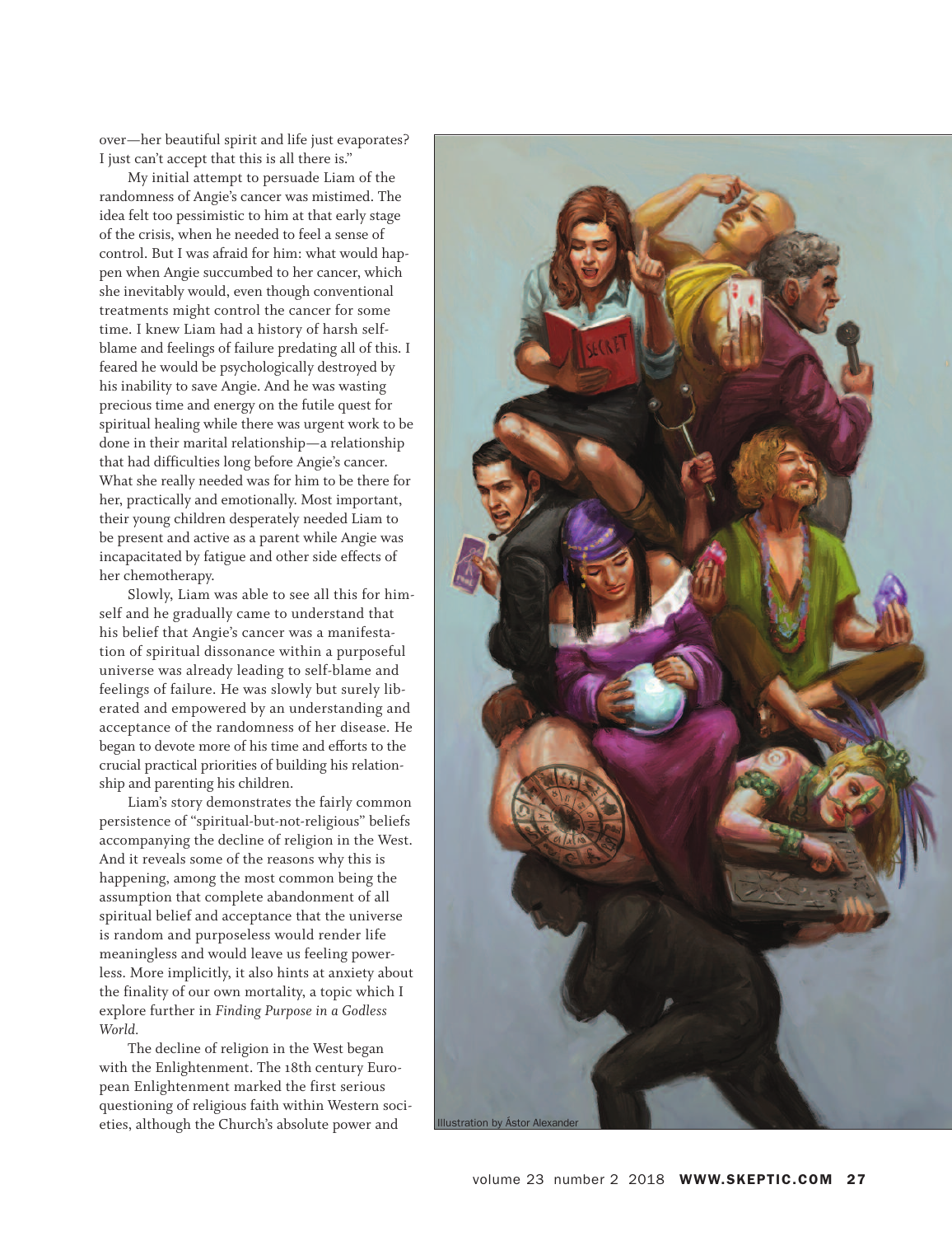over—her beautiful spirit and life just evaporates? I just can't accept that this is all there is."

My initial attempt to persuade Liam of the randomness of Angie's cancer was mistimed. The idea felt too pessimistic to him at that early stage of the crisis, when he needed to feel a sense of control. But I was afraid for him: what would happen when Angie succumbed to her cancer, which she inevitably would, even though conventional treatments might control the cancer for some time. I knew Liam had a history of harsh self-blame and feelings of failure predating all of this. I feared he would be psychologically destroyed by his inability to save Angie. And he was wasting precious time and energy on the futile quest for spiritual healing while there was urgent work to be done in their marital relationship—a relationship that had difficulties long before Angie's cancer. What she really needed was for him to be there for her, practically and emotionally. Most important, their young children desperately needed Liam to be present and active as a parent while Angie was incapacitated by fatigue and other side effects of her chemotherapy.

Slowly, Liam was able to see all this for himself and he gradually came to understand that his belief that Angie's cancer was a manifestation of spiritual dissonance within a purposeful universe was already leading to self-blame and feelings of failure. He was slowly but surely liberated and empowered by an understanding and acceptance of the randomness of her disease. He began to devote more of his time and efforts to the crucial practical priorities of building his relationship and parenting his children.

Liam's story demonstrates the fairly common persistence of "spiritual-but-not-religious" beliefs accompanying the decline of religion in the West. And it reveals some of the reasons why this is happening, among the most common being the assumption that complete abandonment of all spiritual belief and acceptance that the universe is random and purposeless would render life meaningless and would leave us feeling powerless. More implicitly, it also hints at anxiety about the finality of our own mortality, a topic which I explore further in *Finding Purpose in a Godless World.*

The decline of religion in the West began with the Enlightenment. The 18th century European Enlightenment marked the first serious questioning of religious faith within Western societies, although the Church's absolute power and

Illustration by Ástor Alexander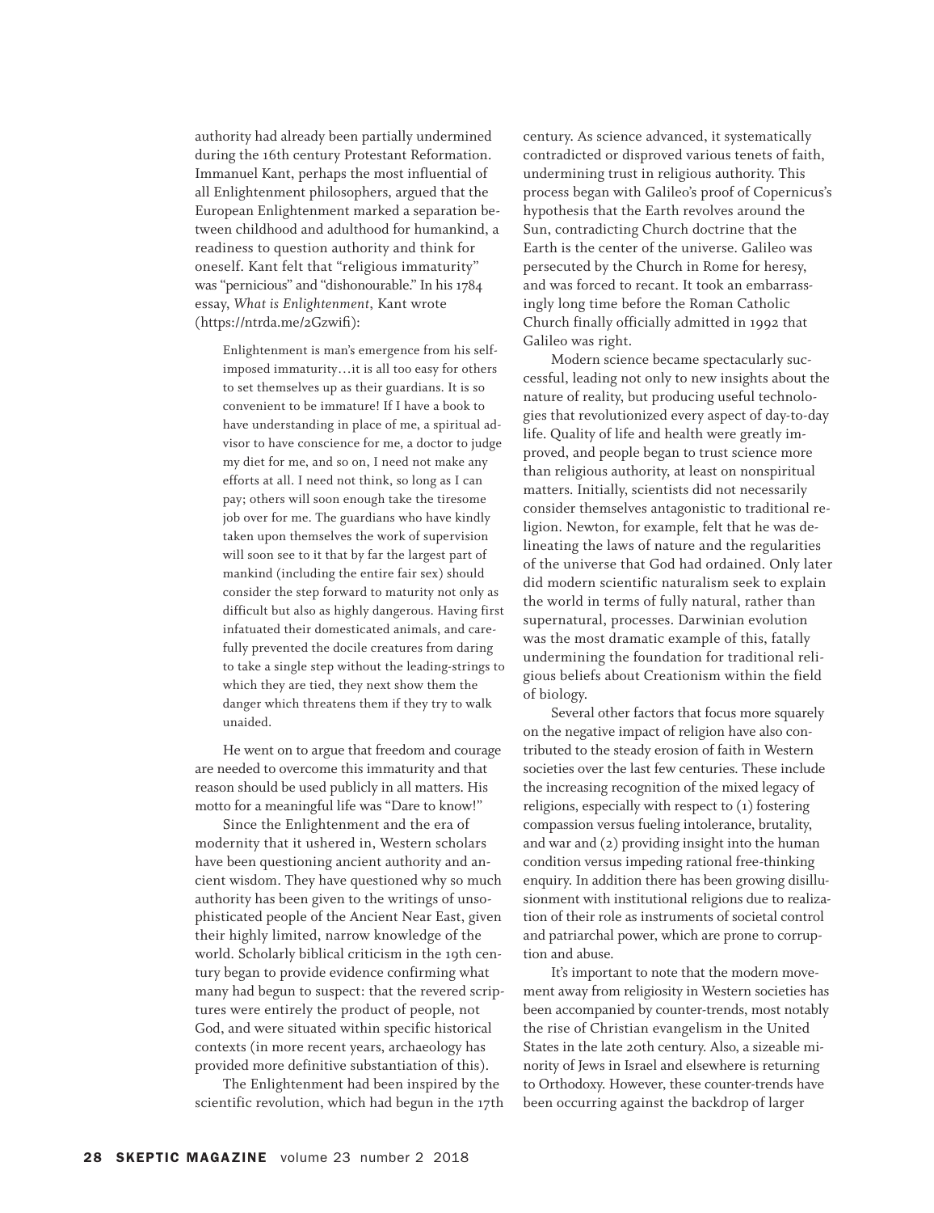authority had already been partially undermined during the 16th century Protestant Reformation. Immanuel Kant, perhaps the most influential of all Enlightenment philosophers, argued that the European Enlightenment marked a separation between childhood and adulthood for humankind, a readiness to question authority and think for oneself. Kant felt that "religious immaturity" was "pernicious" and "dishonourable." In his 1784 essay, *What is Enlightenment*, Kant wrote (https://ntrda.me/2Gzwifi):

> Enlightenment is man's emergence from his self-imposed immaturity…it is all too easy for others to set themselves up as their guardians. It is so convenient to be immature! If I have a book to have understanding in place of me, a spiritual advisor to have conscience for me, a doctor to judge my diet for me, and so on, I need not make any efforts at all. I need not think, so long as I can pay; others will soon enough take the tiresome job over for me. The guardians who have kindly taken upon themselves the work of supervision will soon see to it that by far the largest part of mankind (including the entire fair sex) should consider the step forward to maturity not only as difficult but also as highly dangerous. Having first infatuated their domesticated animals, and carefully prevented the docile creatures from daring to take a single step without the leading-strings to which they are tied, they next show them the danger which threatens them if they try to walk unaided.

He went on to argue that freedom and courage are needed to overcome this immaturity and that reason should be used publicly in all matters. His motto for a meaningful life was "Dare to know!"

Since the Enlightenment and the era of modernity that it ushered in, Western scholars have been questioning ancient authority and ancient wisdom. They have questioned why so much authority has been given to the writings of unsophisticated people of the Ancient Near East, given their highly limited, narrow knowledge of the world. Scholarly biblical criticism in the 19th century began to provide evidence confirming what many had begun to suspect: that the revered scriptures were entirely the product of people, not God, and were situated within specific historical contexts (in more recent years, archaeology has provided more definitive substantiation of this).

The Enlightenment had been inspired by the scientific revolution, which had begun in the 17th century. As science advanced, it systematically contradicted or disproved various tenets of faith, undermining trust in religious authority. This process began with Galileo's proof of Copernicus's hypothesis that the Earth revolves around the Sun, contradicting Church doctrine that the Earth is the center of the universe. Galileo was persecuted by the Church in Rome for heresy, and was forced to recant. It took an embarrassingly long time before the Roman Catholic Church finally officially admitted in 1992 that Galileo was right.

Modern science became spectacularly successful, leading not only to new insights about the nature of reality, but producing useful technologies that revolutionized every aspect of day-to-day life. Quality of life and health were greatly improved, and people began to trust science more than religious authority, at least on nonspiritual matters. Initially, scientists did not necessarily consider themselves antagonistic to traditional religion. Newton, for example, felt that he was delineating the laws of nature and the regularities of the universe that God had ordained. Only later did modern scientific naturalism seek to explain the world in terms of fully natural, rather than supernatural, processes. Darwinian evolution was the most dramatic example of this, fatally undermining the foundation for traditional religious beliefs about Creationism within the field of biology.

Several other factors that focus more squarely on the negative impact of religion have also contributed to the steady erosion of faith in Western societies over the last few centuries. These include the increasing recognition of the mixed legacy of religions, especially with respect to (1) fostering compassion versus fueling intolerance, brutality, and war and (2) providing insight into the human condition versus impeding rational free-thinking enquiry. In addition there has been growing disillusionment with institutional religions due to realization of their role as instruments of societal control and patriarchal power, which are prone to corruption and abuse.

It's important to note that the modern movement away from religiosity in Western societies has been accompanied by counter-trends, most notably the rise of Christian evangelism in the United States in the late 20th century. Also, a sizeable minority of Jews in Israel and elsewhere is returning to Orthodoxy. However, these counter-trends have been occurring against the backdrop of larger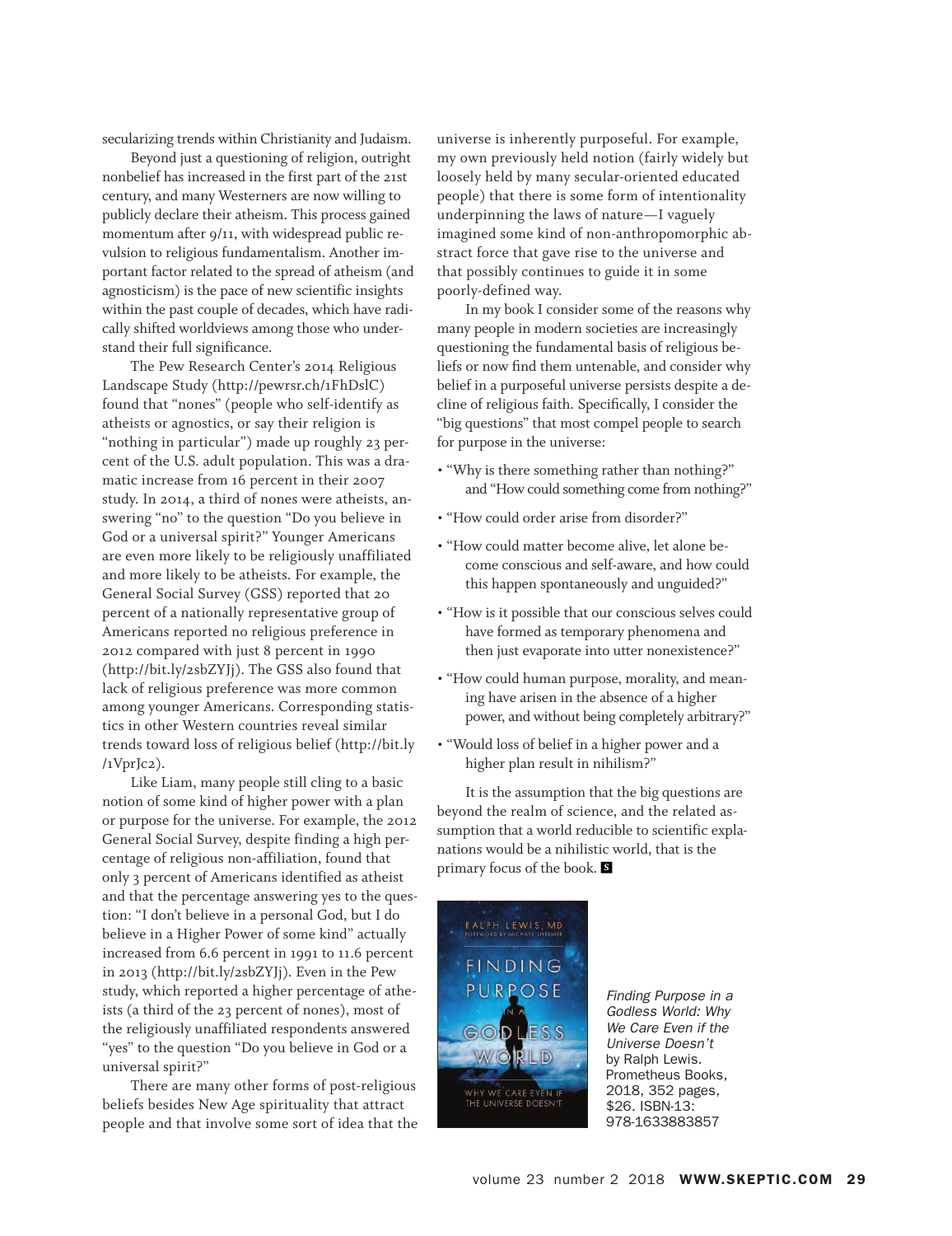secularizing trends within Christianity and Judaism.

Beyond just a questioning of religion, outright nonbelief has increased in the first part of the 21st century, and many Westerners are now willing to publicly declare their atheism. This process gained momentum after 9/11, with widespread public revulsion to religious fundamentalism. Another important factor related to the spread of atheism (and agnosticism) is the pace of new scientific insights within the past couple of decades, which have radically shifted worldviews among those who understand their full significance.

The Pew Research Center's 2014 Religious Landscape Study (http://pewrsr.ch/1FhDslC) found that "nones" (people who self-identify as atheists or agnostics, or say their religion is "nothing in particular") made up roughly 23 percent of the U.S. adult population. This was a dramatic increase from 16 percent in their 2007 study. In 2014, a third of nones were atheists, answering "no" to the question "Do you believe in God or a universal spirit?" Younger Americans are even more likely to be religiously unaffiliated and more likely to be atheists. For example, the General Social Survey (GSS) reported that 20 percent of a nationally representative group of Americans reported no religious preference in 2012 compared with just 8 percent in 1990 (http://bit.ly/2sbZYJj). The GSS also found that lack of religious preference was more common among younger Americans. Corresponding statistics in other Western countries reveal similar trends toward loss of religious belief (http://bit.ly/1VprJc2).

Like Liam, many people still cling to a basic notion of some kind of higher power with a plan or purpose for the universe. For example, the 2012 General Social Survey, despite finding a high percentage of religious non-affiliation, found that only 3 percent of Americans identified as atheist and that the percentage answering yes to the question: "I don't believe in a personal God, but I do believe in a Higher Power of some kind" actually increased from 6.6 percent in 1991 to 11.6 percent in 2013 (http://bit.ly/2sbZYJj). Even in the Pew study, which reported a higher percentage of atheists (a third of the 23 percent of nones), most of the religiously unaffiliated respondents answered "yes" to the question "Do you believe in God or a universal spirit?"

There are many other forms of post-religious beliefs besides New Age spirituality that attract people and that involve some sort of idea that the universe is inherently purposeful. For example, my own previously held notion (fairly widely but loosely held by many secular-oriented educated people) that there is some form of intentionality underpinning the laws of nature—I vaguely imagined some kind of non-anthropomorphic abstract force that gave rise to the universe and that possibly continues to guide it in some poorly-defined way.

In my book I consider some of the reasons why many people in modern societies are increasingly questioning the fundamental basis of religious beliefs or now find them untenable, and consider why belief in a purposeful universe persists despite a decline of religious faith. Specifically, I consider the "big questions" that most compel people to search for purpose in the universe:

- "Why is there something rather than nothing?" and "How could something come from nothing?"
- "How could order arise from disorder?"
- "How could matter become alive, let alone become conscious and self-aware, and how could this happen spontaneously and unguided?"
- "How is it possible that our conscious selves could have formed as temporary phenomena and then just evaporate into utter nonexistence?"
- "How could human purpose, morality, and meaning have arisen in the absence of a higher power, and without being completely arbitrary?"
- "Would loss of belief in a higher power and a higher plan result in nihilism?"

It is the assumption that the big questions are beyond the realm of science, and the related assumption that a world reducible to scientific explanations would be a nihilistic world, that is the primary focus of the book.

*Finding Purpose in a Godless World: Why We Care Even if the Universe Doesn't* by Ralph Lewis. Prometheus Books, 2018, 352 pages, $26. ISBN-13: 978-1633883857